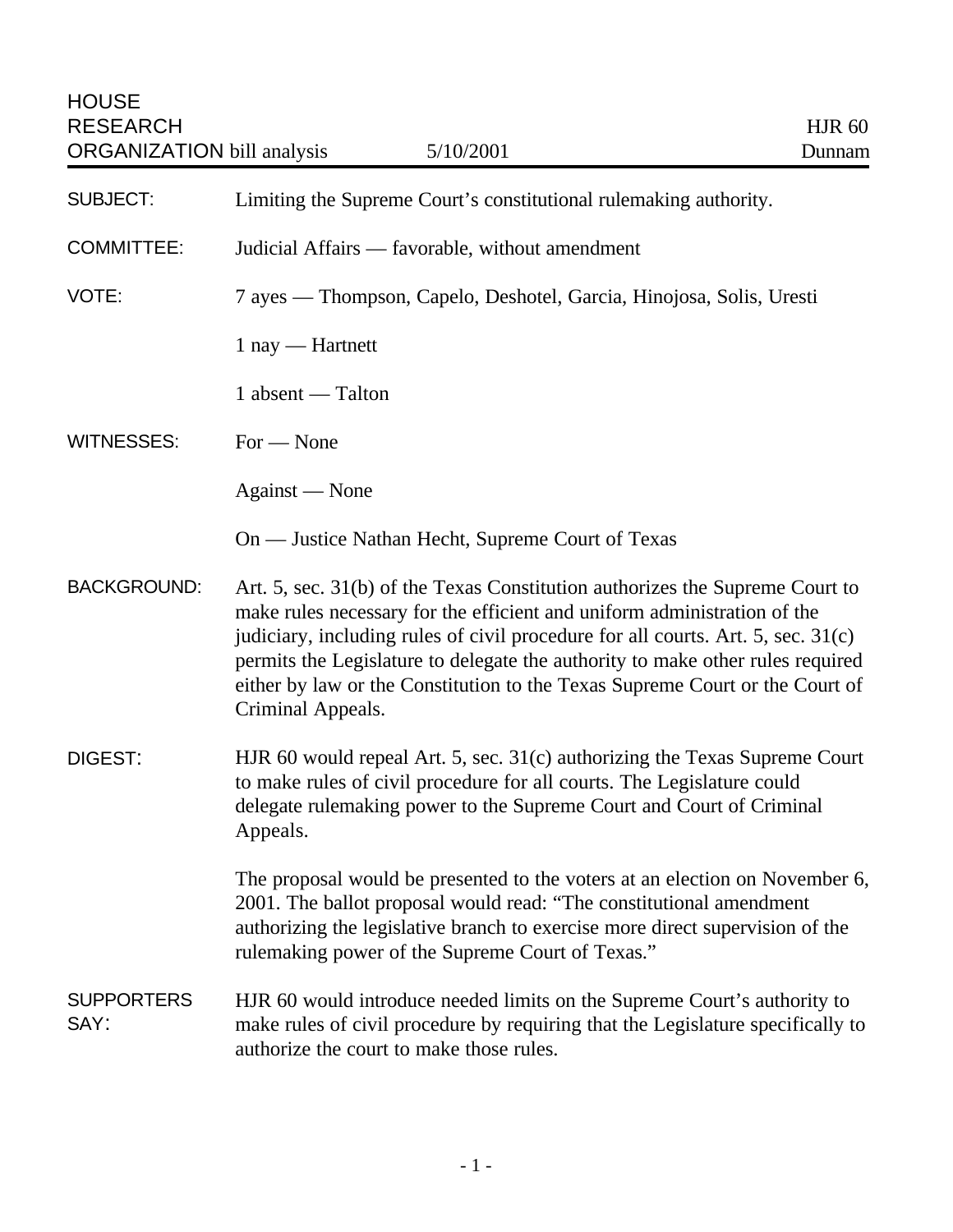HOUSE RESEARCH ORGANIZATION bill analysis — 5/10/2001 — HJR 60 — Dunnam

| | |
|---|---|
| SUBJECT: | Limiting the Supreme Court's constitutional rulemaking authority. |
| COMMITTEE: | Judicial Affairs — favorable, without amendment |
| VOTE: | 7 ayes — Thompson, Capelo, Deshotel, Garcia, Hinojosa, Solis, Uresti<br><br>1 nay — Hartnett<br><br>1 absent — Talton |
| WITNESSES: | For — None<br><br>Against — None<br><br>On — Justice Nathan Hecht, Supreme Court of Texas |
| BACKGROUND: | Art. 5, sec. 31(b) of the Texas Constitution authorizes the Supreme Court to make rules necessary for the efficient and uniform administration of the judiciary, including rules of civil procedure for all courts. Art. 5, sec. 31(c) permits the Legislature to delegate the authority to make other rules required either by law or the Constitution to the Texas Supreme Court or the Court of Criminal Appeals. |
| DIGEST: | HJR 60 would repeal Art. 5, sec. 31(c) authorizing the Texas Supreme Court to make rules of civil procedure for all courts. The Legislature could delegate rulemaking power to the Supreme Court and Court of Criminal Appeals.<br><br>The proposal would be presented to the voters at an election on November 6, 2001. The ballot proposal would read: "The constitutional amendment authorizing the legislative branch to exercise more direct supervision of the rulemaking power of the Supreme Court of Texas." |
| SUPPORTERS SAY: | HJR 60 would introduce needed limits on the Supreme Court's authority to make rules of civil procedure by requiring that the Legislature specifically to authorize the court to make those rules. |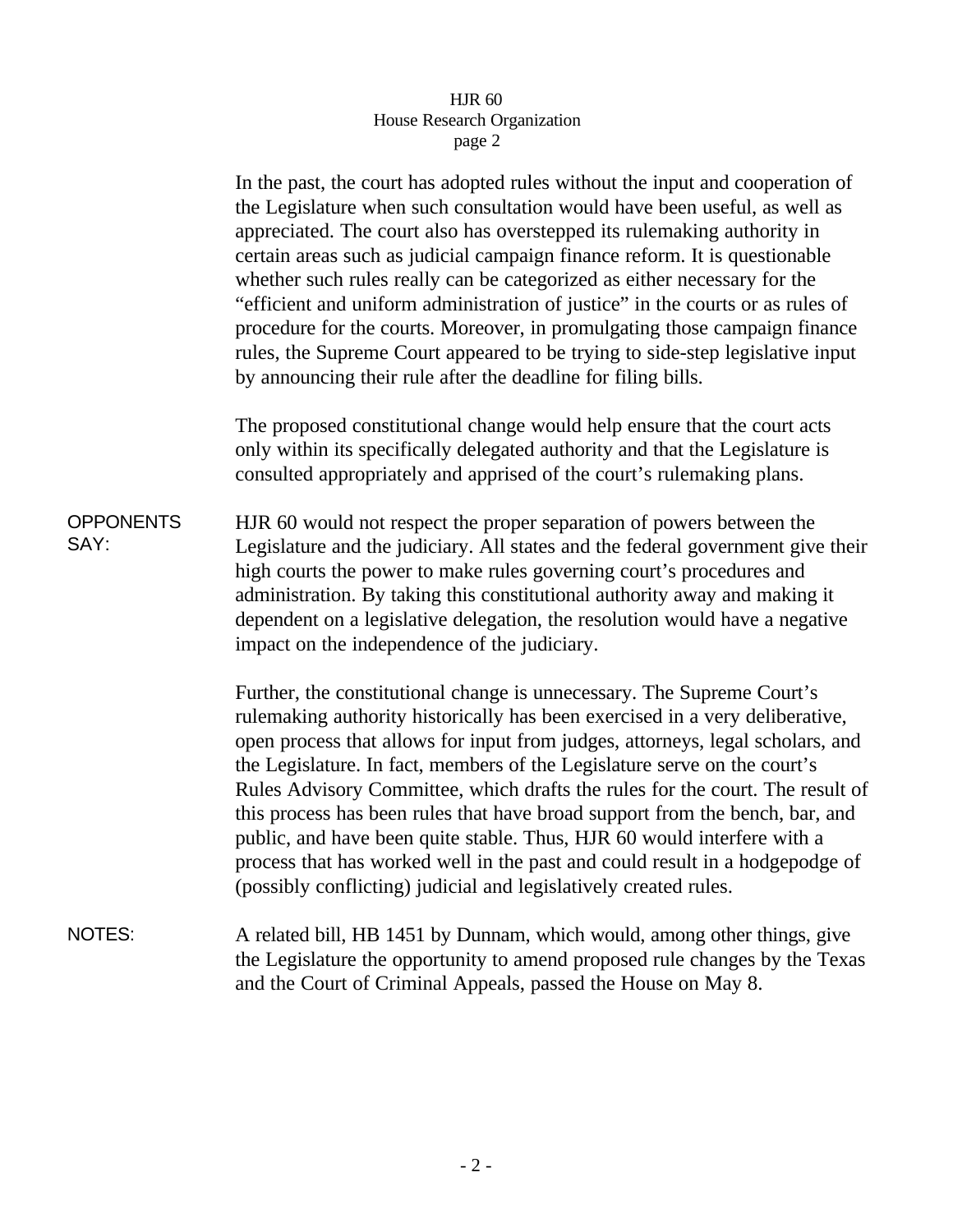In the past, the court has adopted rules without the input and cooperation of the Legislature when such consultation would have been useful, as well as appreciated. The court also has overstepped its rulemaking authority in certain areas such as judicial campaign finance reform. It is questionable whether such rules really can be categorized as either necessary for the "efficient and uniform administration of justice" in the courts or as rules of procedure for the courts. Moreover, in promulgating those campaign finance rules, the Supreme Court appeared to be trying to side-step legislative input by announcing their rule after the deadline for filing bills.

The proposed constitutional change would help ensure that the court acts only within its specifically delegated authority and that the Legislature is consulted appropriately and apprised of the court's rulemaking plans.

**OPPONENTS SAY:**

HJR 60 would not respect the proper separation of powers between the Legislature and the judiciary. All states and the federal government give their high courts the power to make rules governing court's procedures and administration. By taking this constitutional authority away and making it dependent on a legislative delegation, the resolution would have a negative impact on the independence of the judiciary.

Further, the constitutional change is unnecessary. The Supreme Court's rulemaking authority historically has been exercised in a very deliberative, open process that allows for input from judges, attorneys, legal scholars, and the Legislature. In fact, members of the Legislature serve on the court's Rules Advisory Committee, which drafts the rules for the court. The result of this process has been rules that have broad support from the bench, bar, and public, and have been quite stable. Thus, HJR 60 would interfere with a process that has worked well in the past and could result in a hodgepodge of (possibly conflicting) judicial and legislatively created rules.

**NOTES:**

A related bill, HB 1451 by Dunnam, which would, among other things, give the Legislature the opportunity to amend proposed rule changes by the Texas and the Court of Criminal Appeals, passed the House on May 8.